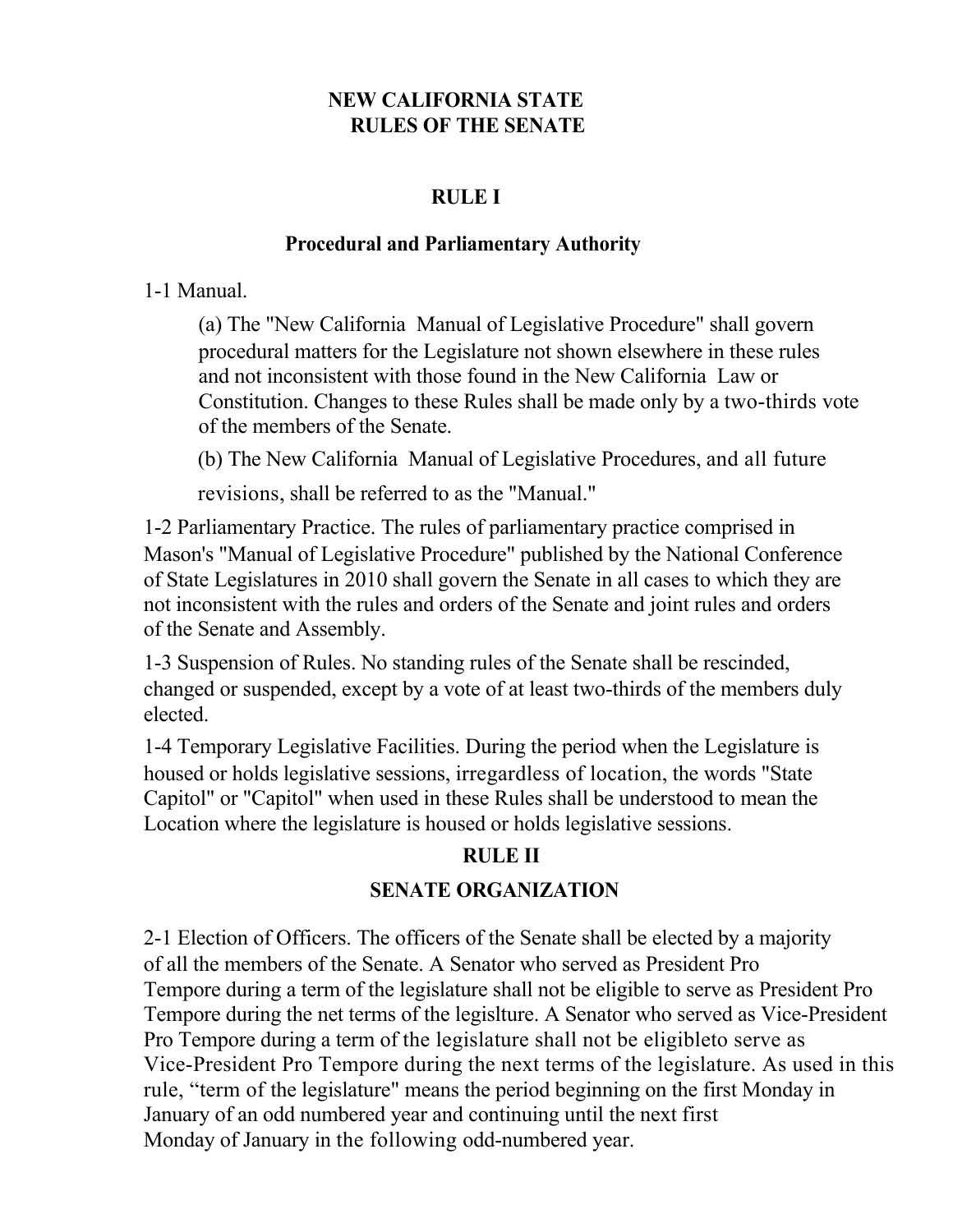# NEW CALIFORNIA STATE
# RULES OF THE SENATE

## RULE I

### Procedural and Parliamentary Authority

1-1 Manual.

(a) The "New California Manual of Legislative Procedure" shall govern procedural matters for the Legislature not shown elsewhere in these rules and not inconsistent with those found in the New California Law or Constitution. Changes to these Rules shall be made only by a two-thirds vote of the members of the Senate.

(b) The New California Manual of Legislative Procedures, and all future revisions, shall be referred to as the "Manual."

1-2 Parliamentary Practice. The rules of parliamentary practice comprised in Mason's "Manual of Legislative Procedure" published by the National Conference of State Legislatures in 2010 shall govern the Senate in all cases to which they are not inconsistent with the rules and orders of the Senate and joint rules and orders of the Senate and Assembly.

1-3 Suspension of Rules. No standing rules of the Senate shall be rescinded, changed or suspended, except by a vote of at least two-thirds of the members duly elected.

1-4 Temporary Legislative Facilities. During the period when the Legislature is housed or holds legislative sessions, irregardless of location, the words "State Capitol" or "Capitol" when used in these Rules shall be understood to mean the Location where the legislature is housed or holds legislative sessions.

## RULE II

### SENATE ORGANIZATION

2-1 Election of Officers. The officers of the Senate shall be elected by a majority of all the members of the Senate. A Senator who served as President Pro Tempore during a term of the legislature shall not be eligible to serve as President Pro Tempore during the net terms of the legislture. A Senator who served as Vice-President Pro Tempore during a term of the legislature shall not be eligibleto serve as Vice-President Pro Tempore during the next terms of the legislature. As used in this rule, “term of the legislature" means the period beginning on the first Monday in January of an odd numbered year and continuing until the next first Monday of January in the following odd-numbered year.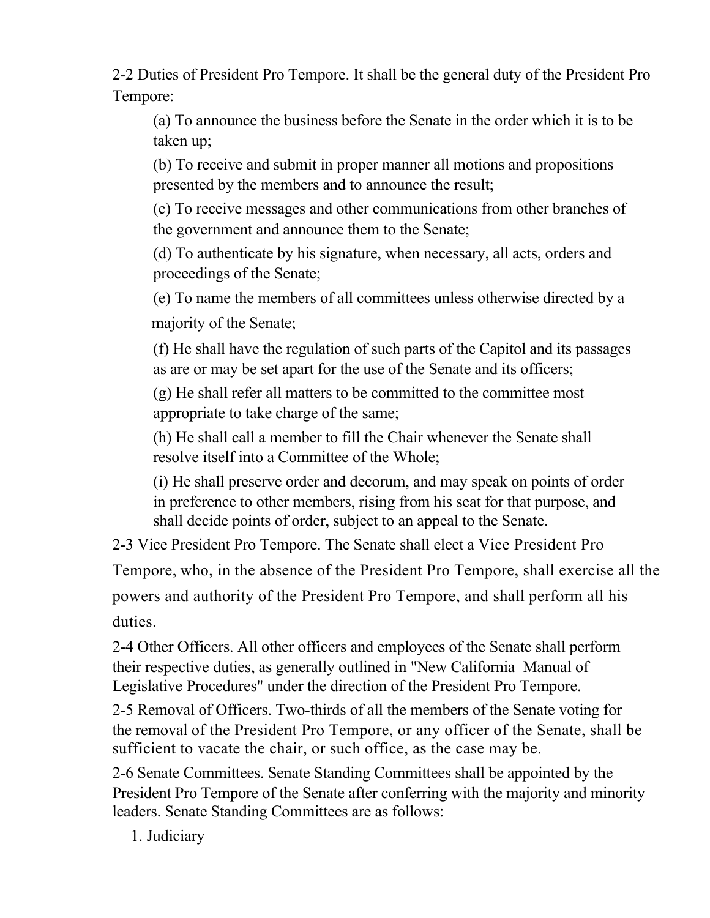2-2 Duties of President Pro Tempore. It shall be the general duty of the President Pro Tempore:

(a) To announce the business before the Senate in the order which it is to be taken up;

(b) To receive and submit in proper manner all motions and propositions presented by the members and to announce the result;

(c) To receive messages and other communications from other branches of the government and announce them to the Senate;

(d) To authenticate by his signature, when necessary, all acts, orders and proceedings of the Senate;

(e) To name the members of all committees unless otherwise directed by a majority of the Senate;

(f) He shall have the regulation of such parts of the Capitol and its passages as are or may be set apart for the use of the Senate and its officers;

(g) He shall refer all matters to be committed to the committee most appropriate to take charge of the same;

(h) He shall call a member to fill the Chair whenever the Senate shall resolve itself into a Committee of the Whole;

(i) He shall preserve order and decorum, and may speak on points of order in preference to other members, rising from his seat for that purpose, and shall decide points of order, subject to an appeal to the Senate.

2-3 Vice President Pro Tempore. The Senate shall elect a Vice President Pro Tempore, who, in the absence of the President Pro Tempore, shall exercise all the powers and authority of the President Pro Tempore, and shall perform all his duties.

2-4 Other Officers. All other officers and employees of the Senate shall perform their respective duties, as generally outlined in "New California Manual of Legislative Procedures" under the direction of the President Pro Tempore.

2-5 Removal of Officers. Two-thirds of all the members of the Senate voting for the removal of the President Pro Tempore, or any officer of the Senate, shall be sufficient to vacate the chair, or such office, as the case may be.

2-6 Senate Committees. Senate Standing Committees shall be appointed by the President Pro Tempore of the Senate after conferring with the majority and minority leaders. Senate Standing Committees are as follows:

1. Judiciary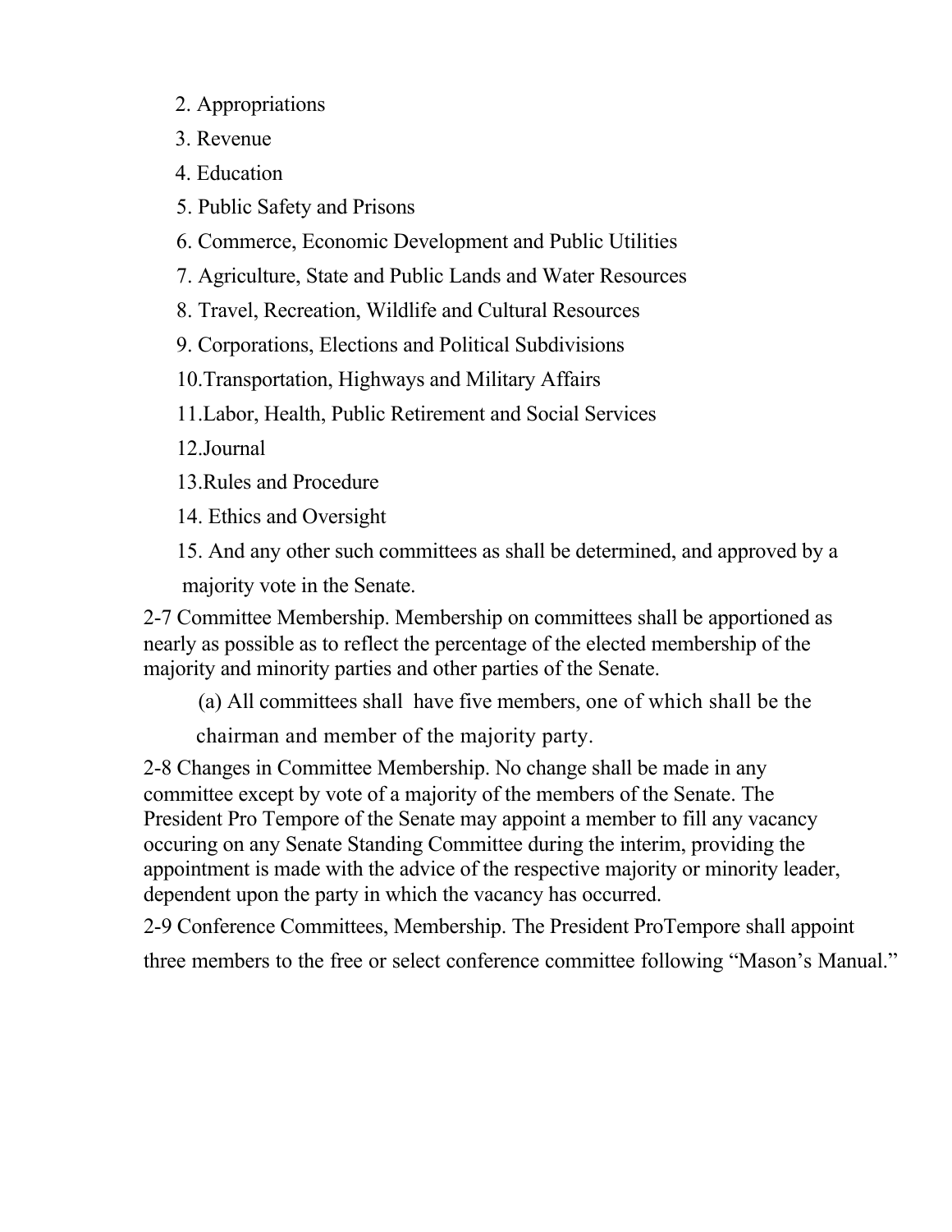2. Appropriations
3. Revenue
4. Education
5. Public Safety and Prisons
6. Commerce, Economic Development and Public Utilities
7. Agriculture, State and Public Lands and Water Resources
8. Travel, Recreation, Wildlife and Cultural Resources
9. Corporations, Elections and Political Subdivisions
10. Transportation, Highways and Military Affairs
11. Labor, Health, Public Retirement and Social Services
12. Journal
13. Rules and Procedure
14. Ethics and Oversight
15. And any other such committees as shall be determined, and approved by a majority vote in the Senate.

2-7 Committee Membership. Membership on committees shall be apportioned as nearly as possible as to reflect the percentage of the elected membership of the majority and minority parties and other parties of the Senate.

(a) All committees shall have five members, one of which shall be the chairman and member of the majority party.

2-8 Changes in Committee Membership. No change shall be made in any committee except by vote of a majority of the members of the Senate. The President Pro Tempore of the Senate may appoint a member to fill any vacancy occuring on any Senate Standing Committee during the interim, providing the appointment is made with the advice of the respective majority or minority leader, dependent upon the party in which the vacancy has occurred.

2-9 Conference Committees, Membership. The President ProTempore shall appoint three members to the free or select conference committee following "Mason's Manual."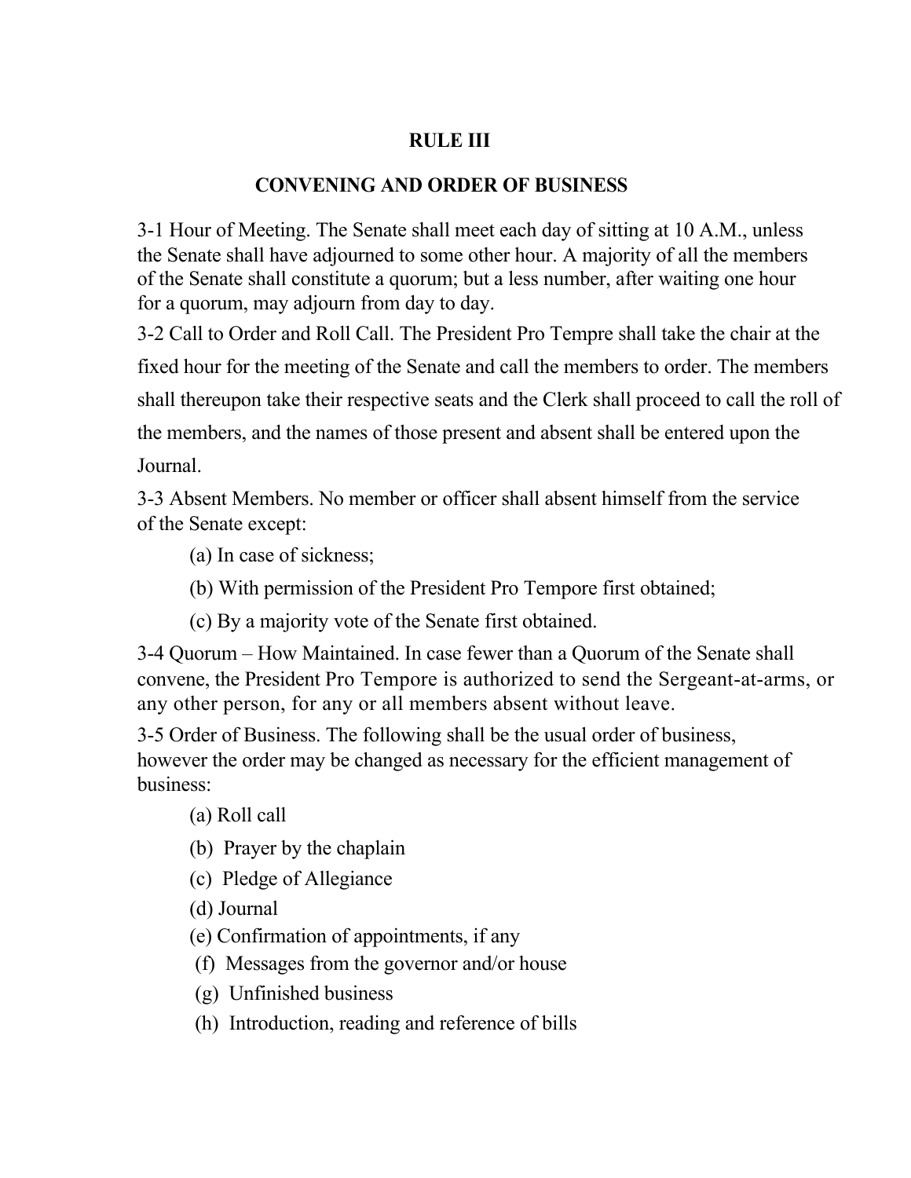## RULE III

## CONVENING AND ORDER OF BUSINESS

3-1 Hour of Meeting. The Senate shall meet each day of sitting at 10 A.M., unless the Senate shall have adjourned to some other hour. A majority of all the members of the Senate shall constitute a quorum; but a less number, after waiting one hour for a quorum, may adjourn from day to day.

3-2 Call to Order and Roll Call. The President Pro Tempre shall take the chair at the fixed hour for the meeting of the Senate and call the members to order. The members shall thereupon take their respective seats and the Clerk shall proceed to call the roll of the members, and the names of those present and absent shall be entered upon the Journal.

3-3 Absent Members. No member or officer shall absent himself from the service of the Senate except:

(a) In case of sickness;

(b) With permission of the President Pro Tempore first obtained;

(c) By a majority vote of the Senate first obtained.

3-4 Quorum – How Maintained. In case fewer than a Quorum of the Senate shall convene, the President Pro Tempore is authorized to send the Sergeant-at-arms, or any other person, for any or all members absent without leave.

3-5 Order of Business. The following shall be the usual order of business, however the order may be changed as necessary for the efficient management of business:

(a) Roll call

(b) Prayer by the chaplain

(c) Pledge of Allegiance

(d) Journal

(e) Confirmation of appointments, if any

(f) Messages from the governor and/or house

(g) Unfinished business

(h) Introduction, reading and reference of bills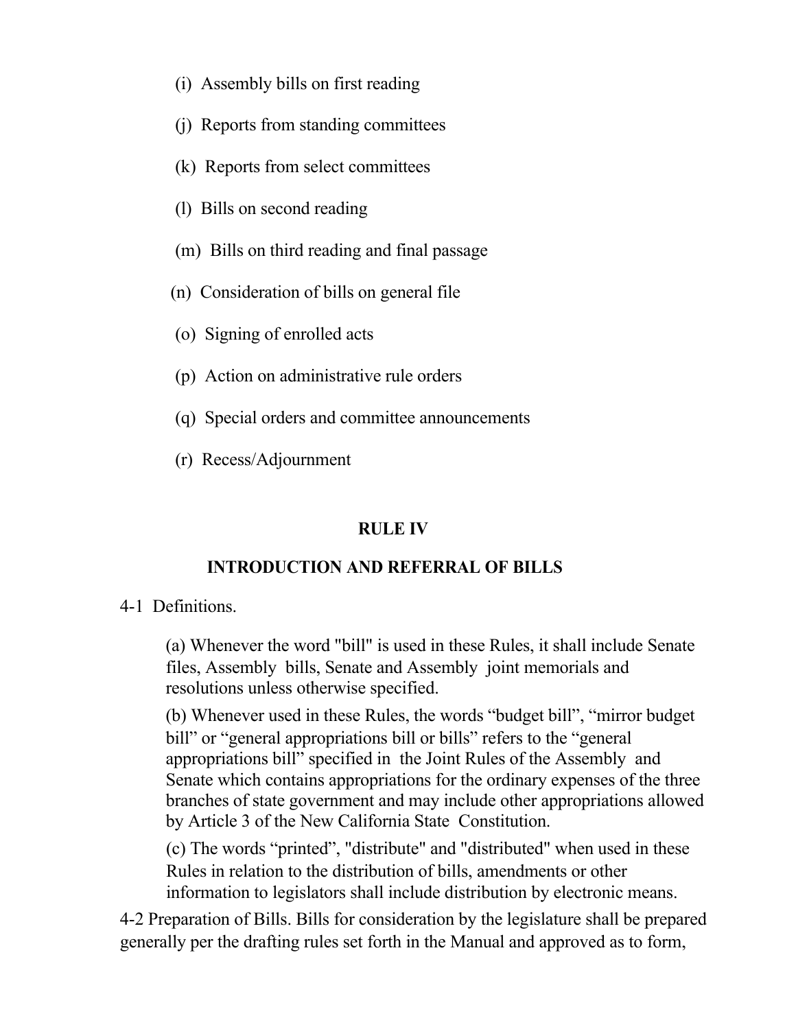(i) Assembly bills on first reading

(j) Reports from standing committees

(k) Reports from select committees

(l) Bills on second reading

(m) Bills on third reading and final passage

(n) Consideration of bills on general file

(o) Signing of enrolled acts

(p) Action on administrative rule orders

(q) Special orders and committee announcements

(r) Recess/Adjournment

## RULE IV

## INTRODUCTION AND REFERRAL OF BILLS

4-1 Definitions.

(a) Whenever the word "bill" is used in these Rules, it shall include Senate files, Assembly bills, Senate and Assembly joint memorials and resolutions unless otherwise specified.

(b) Whenever used in these Rules, the words “budget bill”, “mirror budget bill” or “general appropriations bill or bills” refers to the “general appropriations bill” specified in the Joint Rules of the Assembly and Senate which contains appropriations for the ordinary expenses of the three branches of state government and may include other appropriations allowed by Article 3 of the New California State Constitution.

(c) The words “printed", "distribute" and "distributed" when used in these Rules in relation to the distribution of bills, amendments or other information to legislators shall include distribution by electronic means.

4-2 Preparation of Bills. Bills for consideration by the legislature shall be prepared generally per the drafting rules set forth in the Manual and approved as to form,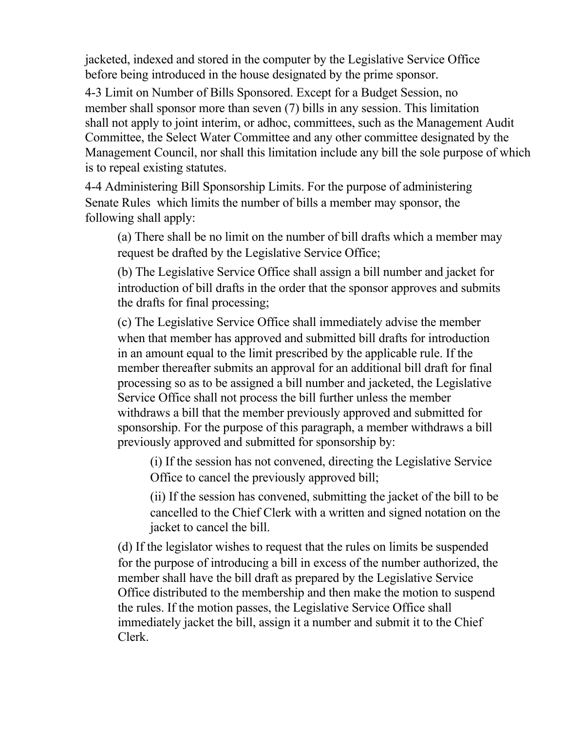jacketed, indexed and stored in the computer by the Legislative Service Office before being introduced in the house designated by the prime sponsor.

4-3 Limit on Number of Bills Sponsored. Except for a Budget Session, no member shall sponsor more than seven (7) bills in any session. This limitation shall not apply to joint interim, or adhoc, committees, such as the Management Audit Committee, the Select Water Committee and any other committee designated by the Management Council, nor shall this limitation include any bill the sole purpose of which is to repeal existing statutes.

4-4 Administering Bill Sponsorship Limits. For the purpose of administering Senate Rules  which limits the number of bills a member may sponsor, the following shall apply:

> (a) There shall be no limit on the number of bill drafts which a member may request be drafted by the Legislative Service Office;
>
> (b) The Legislative Service Office shall assign a bill number and jacket for introduction of bill drafts in the order that the sponsor approves and submits the drafts for final processing;
>
> (c) The Legislative Service Office shall immediately advise the member when that member has approved and submitted bill drafts for introduction in an amount equal to the limit prescribed by the applicable rule. If the member thereafter submits an approval for an additional bill draft for final processing so as to be assigned a bill number and jacketed, the Legislative Service Office shall not process the bill further unless the member withdraws a bill that the member previously approved and submitted for sponsorship. For the purpose of this paragraph, a member withdraws a bill previously approved and submitted for sponsorship by:
>
> > (i) If the session has not convened, directing the Legislative Service Office to cancel the previously approved bill;
> >
> > (ii) If the session has convened, submitting the jacket of the bill to be cancelled to the Chief Clerk with a written and signed notation on the jacket to cancel the bill.
>
> (d) If the legislator wishes to request that the rules on limits be suspended for the purpose of introducing a bill in excess of the number authorized, the member shall have the bill draft as prepared by the Legislative Service Office distributed to the membership and then make the motion to suspend the rules. If the motion passes, the Legislative Service Office shall immediately jacket the bill, assign it a number and submit it to the Chief Clerk.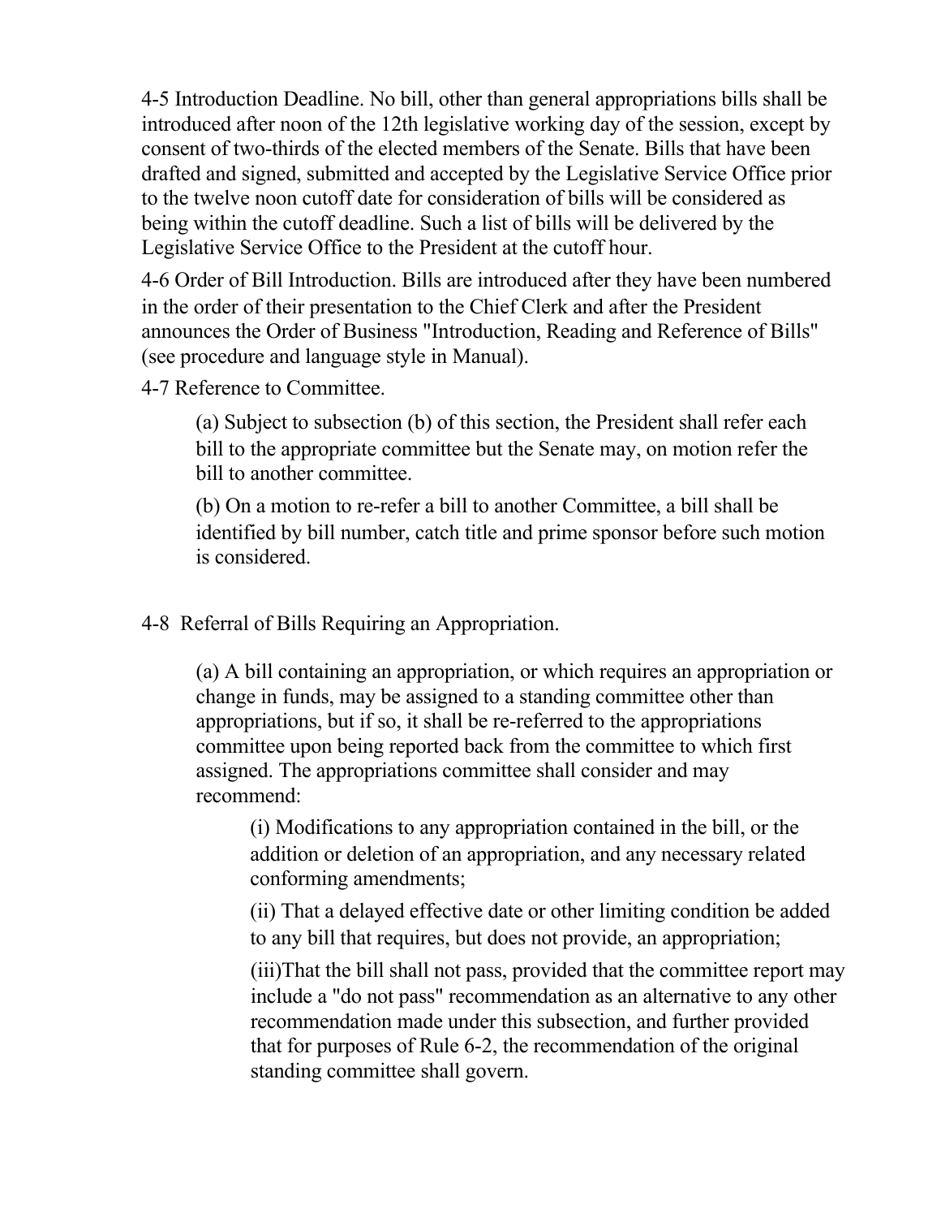4-5 Introduction Deadline. No bill, other than general appropriations bills shall be introduced after noon of the 12th legislative working day of the session, except by consent of two-thirds of the elected members of the Senate. Bills that have been drafted and signed, submitted and accepted by the Legislative Service Office prior to the twelve noon cutoff date for consideration of bills will be considered as being within the cutoff deadline. Such a list of bills will be delivered by the Legislative Service Office to the President at the cutoff hour.

4-6 Order of Bill Introduction. Bills are introduced after they have been numbered in the order of their presentation to the Chief Clerk and after the President announces the Order of Business "Introduction, Reading and Reference of Bills" (see procedure and language style in Manual).

4-7 Reference to Committee.

> (a) Subject to subsection (b) of this section, the President shall refer each bill to the appropriate committee but the Senate may, on motion refer the bill to another committee.
>
> (b) On a motion to re-refer a bill to another Committee, a bill shall be identified by bill number, catch title and prime sponsor before such motion is considered.

4-8 Referral of Bills Requiring an Appropriation.

> (a) A bill containing an appropriation, or which requires an appropriation or change in funds, may be assigned to a standing committee other than appropriations, but if so, it shall be re-referred to the appropriations committee upon being reported back from the committee to which first assigned. The appropriations committee shall consider and may recommend:
>
> > (i) Modifications to any appropriation contained in the bill, or the addition or deletion of an appropriation, and any necessary related conforming amendments;
> >
> > (ii) That a delayed effective date or other limiting condition be added to any bill that requires, but does not provide, an appropriation;
> >
> > (iii)That the bill shall not pass, provided that the committee report may include a "do not pass" recommendation as an alternative to any other recommendation made under this subsection, and further provided that for purposes of Rule 6-2, the recommendation of the original standing committee shall govern.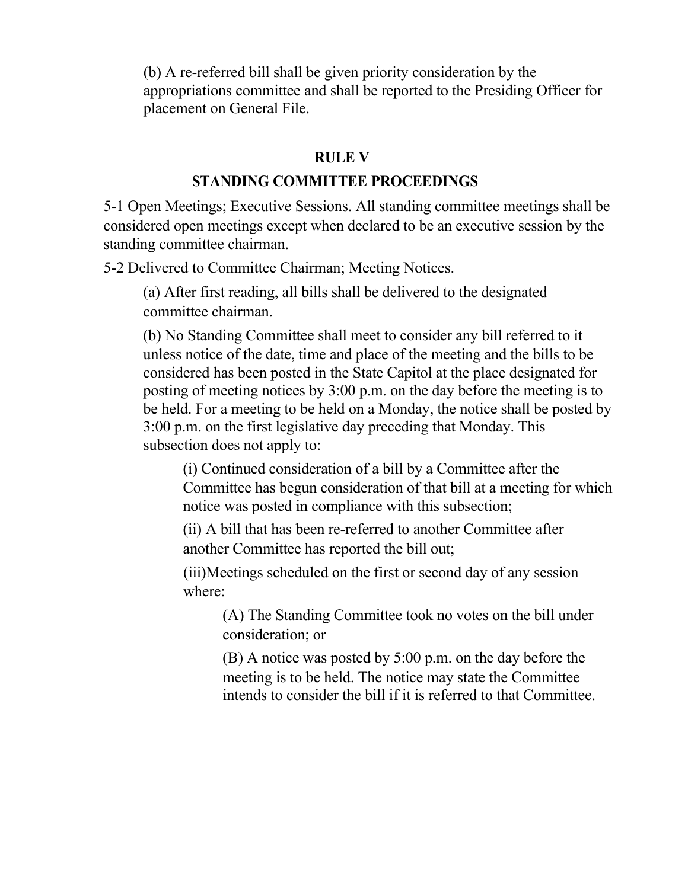(b) A re-referred bill shall be given priority consideration by the appropriations committee and shall be reported to the Presiding Officer for placement on General File.

## RULE V

## STANDING COMMITTEE PROCEEDINGS

5-1 Open Meetings; Executive Sessions. All standing committee meetings shall be considered open meetings except when declared to be an executive session by the standing committee chairman.

5-2 Delivered to Committee Chairman; Meeting Notices.

(a) After first reading, all bills shall be delivered to the designated committee chairman.

(b) No Standing Committee shall meet to consider any bill referred to it unless notice of the date, time and place of the meeting and the bills to be considered has been posted in the State Capitol at the place designated for posting of meeting notices by 3:00 p.m. on the day before the meeting is to be held. For a meeting to be held on a Monday, the notice shall be posted by 3:00 p.m. on the first legislative day preceding that Monday. This subsection does not apply to:

(i) Continued consideration of a bill by a Committee after the Committee has begun consideration of that bill at a meeting for which notice was posted in compliance with this subsection;

(ii) A bill that has been re-referred to another Committee after another Committee has reported the bill out;

(iii)Meetings scheduled on the first or second day of any session where:

(A) The Standing Committee took no votes on the bill under consideration; or

(B) A notice was posted by 5:00 p.m. on the day before the meeting is to be held. The notice may state the Committee intends to consider the bill if it is referred to that Committee.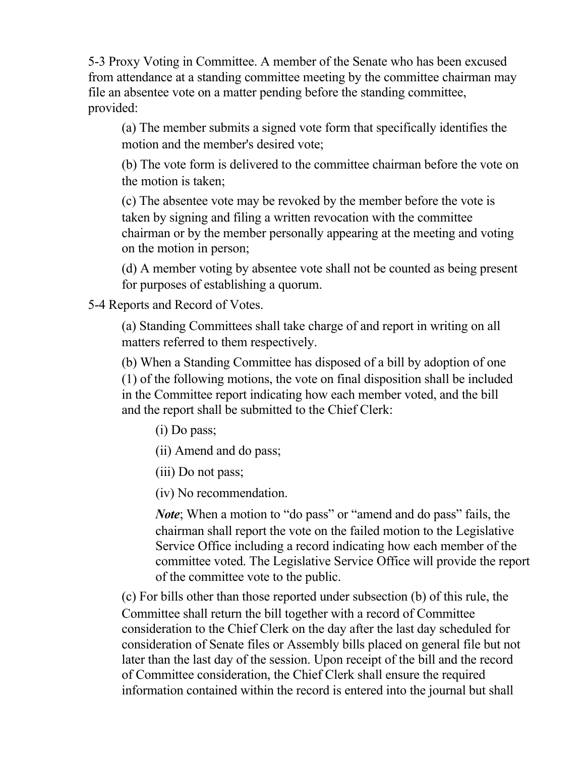5-3 Proxy Voting in Committee. A member of the Senate who has been excused from attendance at a standing committee meeting by the committee chairman may file an absentee vote on a matter pending before the standing committee, provided:

(a) The member submits a signed vote form that specifically identifies the motion and the member's desired vote;

(b) The vote form is delivered to the committee chairman before the vote on the motion is taken;

(c) The absentee vote may be revoked by the member before the vote is taken by signing and filing a written revocation with the committee chairman or by the member personally appearing at the meeting and voting on the motion in person;

(d) A member voting by absentee vote shall not be counted as being present for purposes of establishing a quorum.

5-4 Reports and Record of Votes.

(a) Standing Committees shall take charge of and report in writing on all matters referred to them respectively.

(b) When a Standing Committee has disposed of a bill by adoption of one (1) of the following motions, the vote on final disposition shall be included in the Committee report indicating how each member voted, and the bill and the report shall be submitted to the Chief Clerk:

(i) Do pass;

(ii) Amend and do pass;

(iii) Do not pass;

(iv) No recommendation.

***Note***; When a motion to "do pass" or "amend and do pass" fails, the chairman shall report the vote on the failed motion to the Legislative Service Office including a record indicating how each member of the committee voted. The Legislative Service Office will provide the report of the committee vote to the public.

(c) For bills other than those reported under subsection (b) of this rule, the Committee shall return the bill together with a record of Committee consideration to the Chief Clerk on the day after the last day scheduled for consideration of Senate files or Assembly bills placed on general file but not later than the last day of the session. Upon receipt of the bill and the record of Committee consideration, the Chief Clerk shall ensure the required information contained within the record is entered into the journal but shall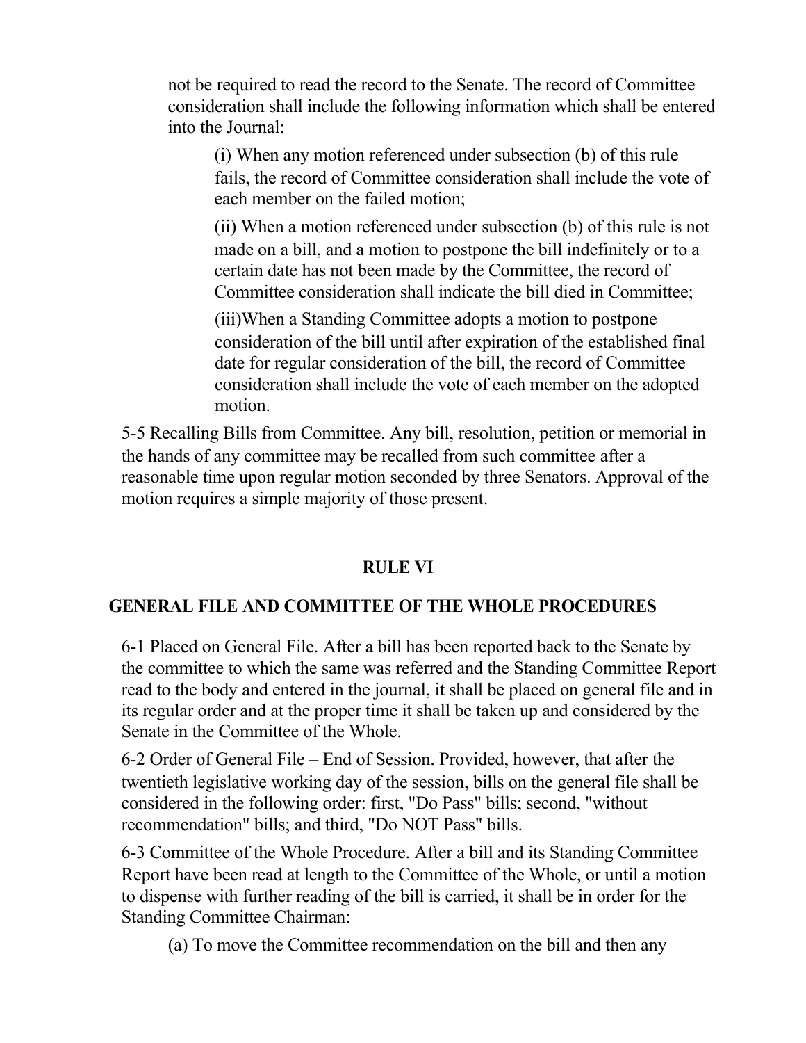not be required to read the record to the Senate. The record of Committee consideration shall include the following information which shall be entered into the Journal:

(i) When any motion referenced under subsection (b) of this rule fails, the record of Committee consideration shall include the vote of each member on the failed motion;

(ii) When a motion referenced under subsection (b) of this rule is not made on a bill, and a motion to postpone the bill indefinitely or to a certain date has not been made by the Committee, the record of Committee consideration shall indicate the bill died in Committee;

(iii)When a Standing Committee adopts a motion to postpone consideration of the bill until after expiration of the established final date for regular consideration of the bill, the record of Committee consideration shall include the vote of each member on the adopted motion.

5-5 Recalling Bills from Committee. Any bill, resolution, petition or memorial in the hands of any committee may be recalled from such committee after a reasonable time upon regular motion seconded by three Senators. Approval of the motion requires a simple majority of those present.

## RULE VI

## GENERAL FILE AND COMMITTEE OF THE WHOLE PROCEDURES

6-1 Placed on General File. After a bill has been reported back to the Senate by the committee to which the same was referred and the Standing Committee Report read to the body and entered in the journal, it shall be placed on general file and in its regular order and at the proper time it shall be taken up and considered by the Senate in the Committee of the Whole.

6-2 Order of General File – End of Session. Provided, however, that after the twentieth legislative working day of the session, bills on the general file shall be considered in the following order: first, "Do Pass" bills; second, "without recommendation" bills; and third, "Do NOT Pass" bills.

6-3 Committee of the Whole Procedure. After a bill and its Standing Committee Report have been read at length to the Committee of the Whole, or until a motion to dispense with further reading of the bill is carried, it shall be in order for the Standing Committee Chairman:

(a) To move the Committee recommendation on the bill and then any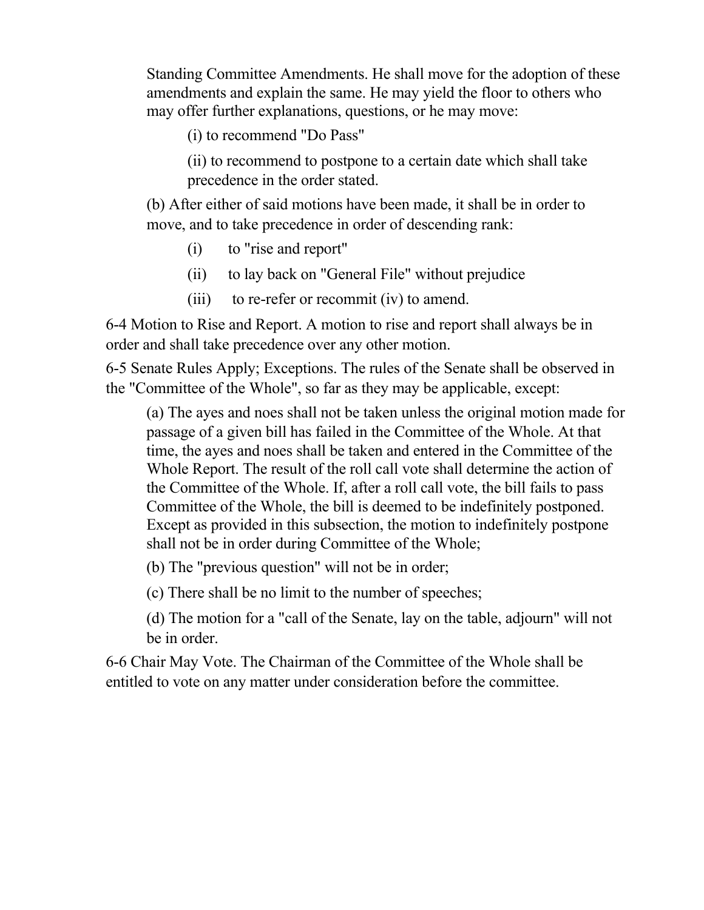Standing Committee Amendments. He shall move for the adoption of these amendments and explain the same. He may yield the floor to others who may offer further explanations, questions, or he may move:

(i) to recommend "Do Pass"

(ii) to recommend to postpone to a certain date which shall take precedence in the order stated.

(b) After either of said motions have been made, it shall be in order to move, and to take precedence in order of descending rank:

(i) to "rise and report"

(ii) to lay back on "General File" without prejudice

(iii) to re-refer or recommit (iv) to amend.

6-4 Motion to Rise and Report. A motion to rise and report shall always be in order and shall take precedence over any other motion.

6-5 Senate Rules Apply; Exceptions. The rules of the Senate shall be observed in the "Committee of the Whole", so far as they may be applicable, except:

(a) The ayes and noes shall not be taken unless the original motion made for passage of a given bill has failed in the Committee of the Whole. At that time, the ayes and noes shall be taken and entered in the Committee of the Whole Report. The result of the roll call vote shall determine the action of the Committee of the Whole. If, after a roll call vote, the bill fails to pass Committee of the Whole, the bill is deemed to be indefinitely postponed. Except as provided in this subsection, the motion to indefinitely postpone shall not be in order during Committee of the Whole;

(b) The "previous question" will not be in order;

(c) There shall be no limit to the number of speeches;

(d) The motion for a "call of the Senate, lay on the table, adjourn" will not be in order.

6-6 Chair May Vote. The Chairman of the Committee of the Whole shall be entitled to vote on any matter under consideration before the committee.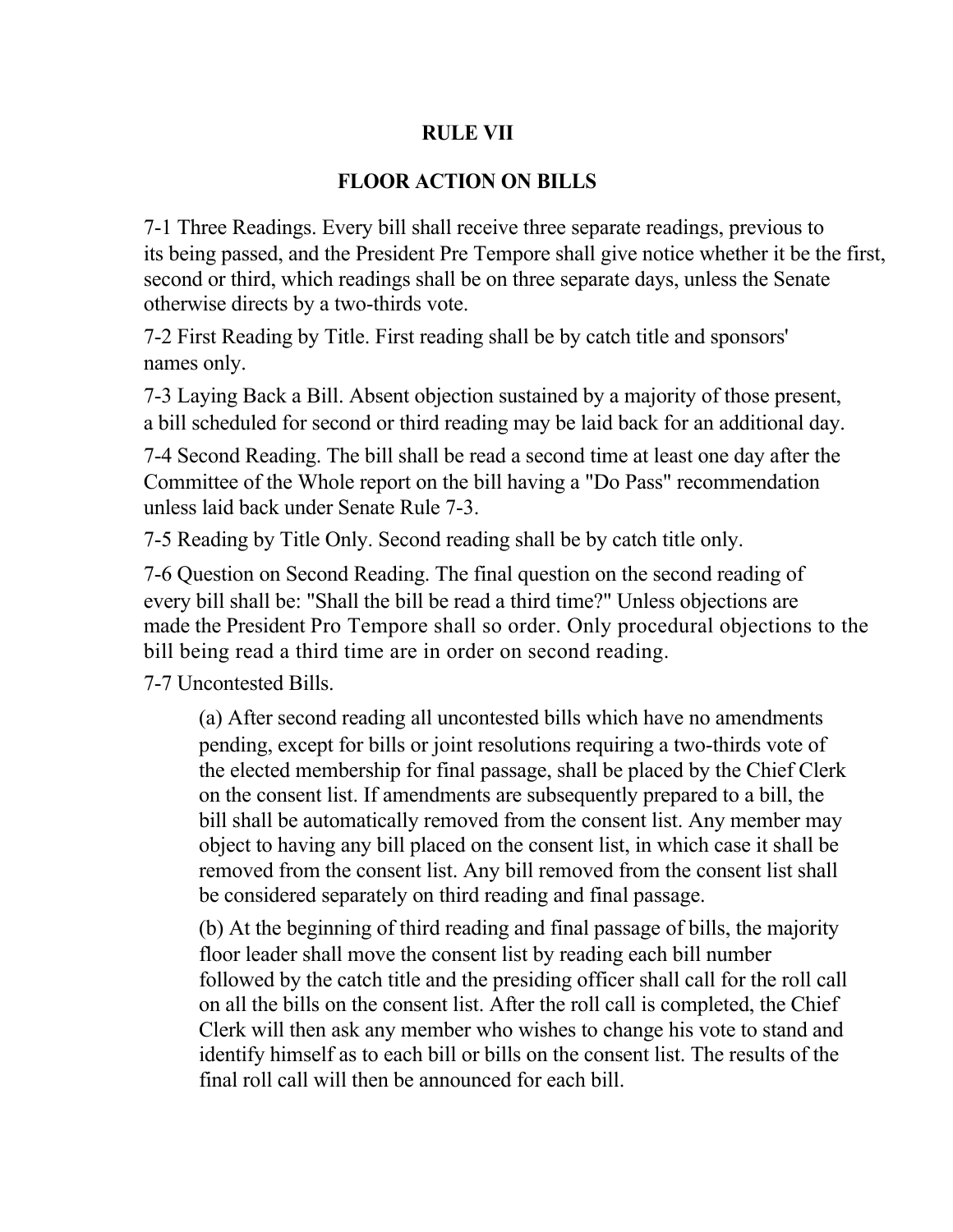# RULE VII

## FLOOR ACTION ON BILLS

7-1 Three Readings. Every bill shall receive three separate readings, previous to its being passed, and the President Pre Tempore shall give notice whether it be the first, second or third, which readings shall be on three separate days, unless the Senate otherwise directs by a two-thirds vote.

7-2 First Reading by Title. First reading shall be by catch title and sponsors' names only.

7-3 Laying Back a Bill. Absent objection sustained by a majority of those present, a bill scheduled for second or third reading may be laid back for an additional day.

7-4 Second Reading. The bill shall be read a second time at least one day after the Committee of the Whole report on the bill having a "Do Pass" recommendation unless laid back under Senate Rule 7-3.

7-5 Reading by Title Only. Second reading shall be by catch title only.

7-6 Question on Second Reading. The final question on the second reading of every bill shall be: "Shall the bill be read a third time?" Unless objections are made the President Pro Tempore shall so order. Only procedural objections to the bill being read a third time are in order on second reading.

7-7 Uncontested Bills.

(a) After second reading all uncontested bills which have no amendments pending, except for bills or joint resolutions requiring a two-thirds vote of the elected membership for final passage, shall be placed by the Chief Clerk on the consent list. If amendments are subsequently prepared to a bill, the bill shall be automatically removed from the consent list. Any member may object to having any bill placed on the consent list, in which case it shall be removed from the consent list. Any bill removed from the consent list shall be considered separately on third reading and final passage.

(b) At the beginning of third reading and final passage of bills, the majority floor leader shall move the consent list by reading each bill number followed by the catch title and the presiding officer shall call for the roll call on all the bills on the consent list. After the roll call is completed, the Chief Clerk will then ask any member who wishes to change his vote to stand and identify himself as to each bill or bills on the consent list. The results of the final roll call will then be announced for each bill.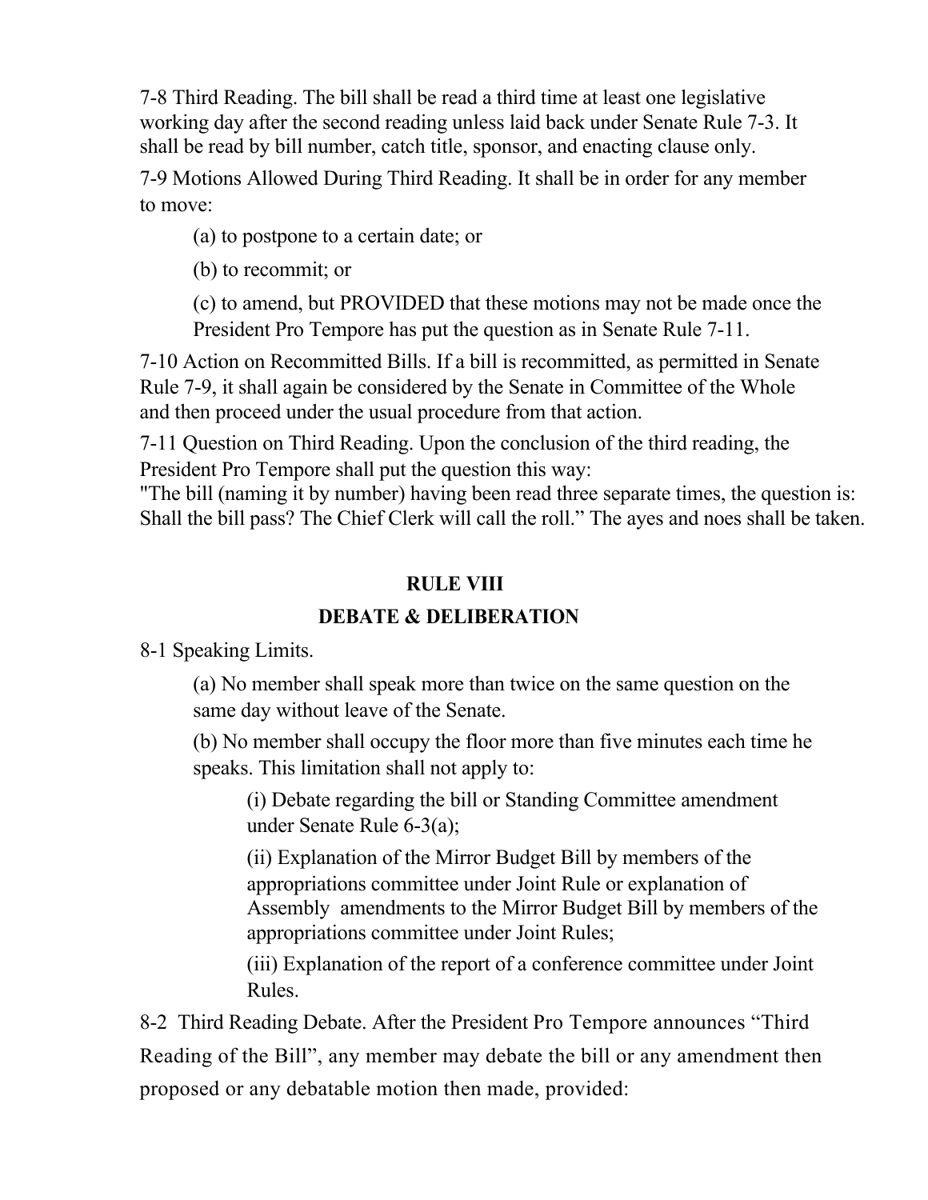7-8 Third Reading. The bill shall be read a third time at least one legislative working day after the second reading unless laid back under Senate Rule 7-3. It shall be read by bill number, catch title, sponsor, and enacting clause only.

7-9 Motions Allowed During Third Reading. It shall be in order for any member to move:

(a) to postpone to a certain date; or

(b) to recommit; or

(c) to amend, but PROVIDED that these motions may not be made once the President Pro Tempore has put the question as in Senate Rule 7-11.

7-10 Action on Recommitted Bills. If a bill is recommitted, as permitted in Senate Rule 7-9, it shall again be considered by the Senate in Committee of the Whole and then proceed under the usual procedure from that action.

7-11 Question on Third Reading. Upon the conclusion of the third reading, the President Pro Tempore shall put the question this way:
"The bill (naming it by number) having been read three separate times, the question is: Shall the bill pass? The Chief Clerk will call the roll." The ayes and noes shall be taken.

## RULE VIII

## DEBATE & DELIBERATION

8-1 Speaking Limits.

(a) No member shall speak more than twice on the same question on the same day without leave of the Senate.

(b) No member shall occupy the floor more than five minutes each time he speaks. This limitation shall not apply to:

(i) Debate regarding the bill or Standing Committee amendment under Senate Rule 6-3(a);

(ii) Explanation of the Mirror Budget Bill by members of the appropriations committee under Joint Rule or explanation of Assembly amendments to the Mirror Budget Bill by members of the appropriations committee under Joint Rules;

(iii) Explanation of the report of a conference committee under Joint Rules.

8-2 Third Reading Debate. After the President Pro Tempore announces "Third Reading of the Bill", any member may debate the bill or any amendment then proposed or any debatable motion then made, provided: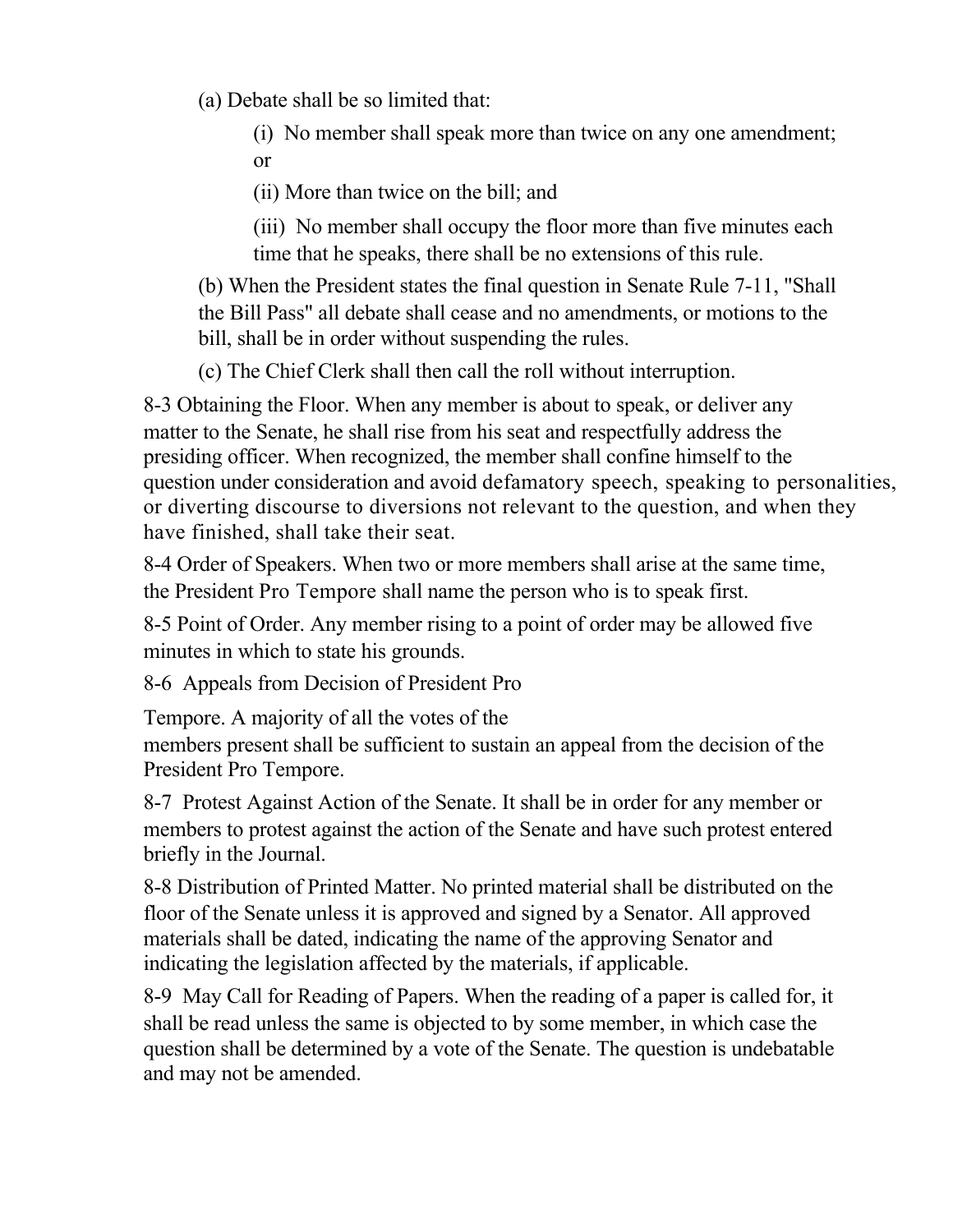(a) Debate shall be so limited that:

(i) No member shall speak more than twice on any one amendment; or

(ii) More than twice on the bill; and

(iii) No member shall occupy the floor more than five minutes each time that he speaks, there shall be no extensions of this rule.

(b) When the President states the final question in Senate Rule 7-11, "Shall the Bill Pass" all debate shall cease and no amendments, or motions to the bill, shall be in order without suspending the rules.

(c) The Chief Clerk shall then call the roll without interruption.

8-3 Obtaining the Floor. When any member is about to speak, or deliver any matter to the Senate, he shall rise from his seat and respectfully address the presiding officer. When recognized, the member shall confine himself to the question under consideration and avoid defamatory speech, speaking to personalities, or diverting discourse to diversions not relevant to the question, and when they have finished, shall take their seat.

8-4 Order of Speakers. When two or more members shall arise at the same time, the President Pro Tempore shall name the person who is to speak first.

8-5 Point of Order. Any member rising to a point of order may be allowed five minutes in which to state his grounds.

8-6 Appeals from Decision of President Pro Tempore. A majority of all the votes of the members present shall be sufficient to sustain an appeal from the decision of the President Pro Tempore.

8-7 Protest Against Action of the Senate. It shall be in order for any member or members to protest against the action of the Senate and have such protest entered briefly in the Journal.

8-8 Distribution of Printed Matter. No printed material shall be distributed on the floor of the Senate unless it is approved and signed by a Senator. All approved materials shall be dated, indicating the name of the approving Senator and indicating the legislation affected by the materials, if applicable.

8-9 May Call for Reading of Papers. When the reading of a paper is called for, it shall be read unless the same is objected to by some member, in which case the question shall be determined by a vote of the Senate. The question is undebatable and may not be amended.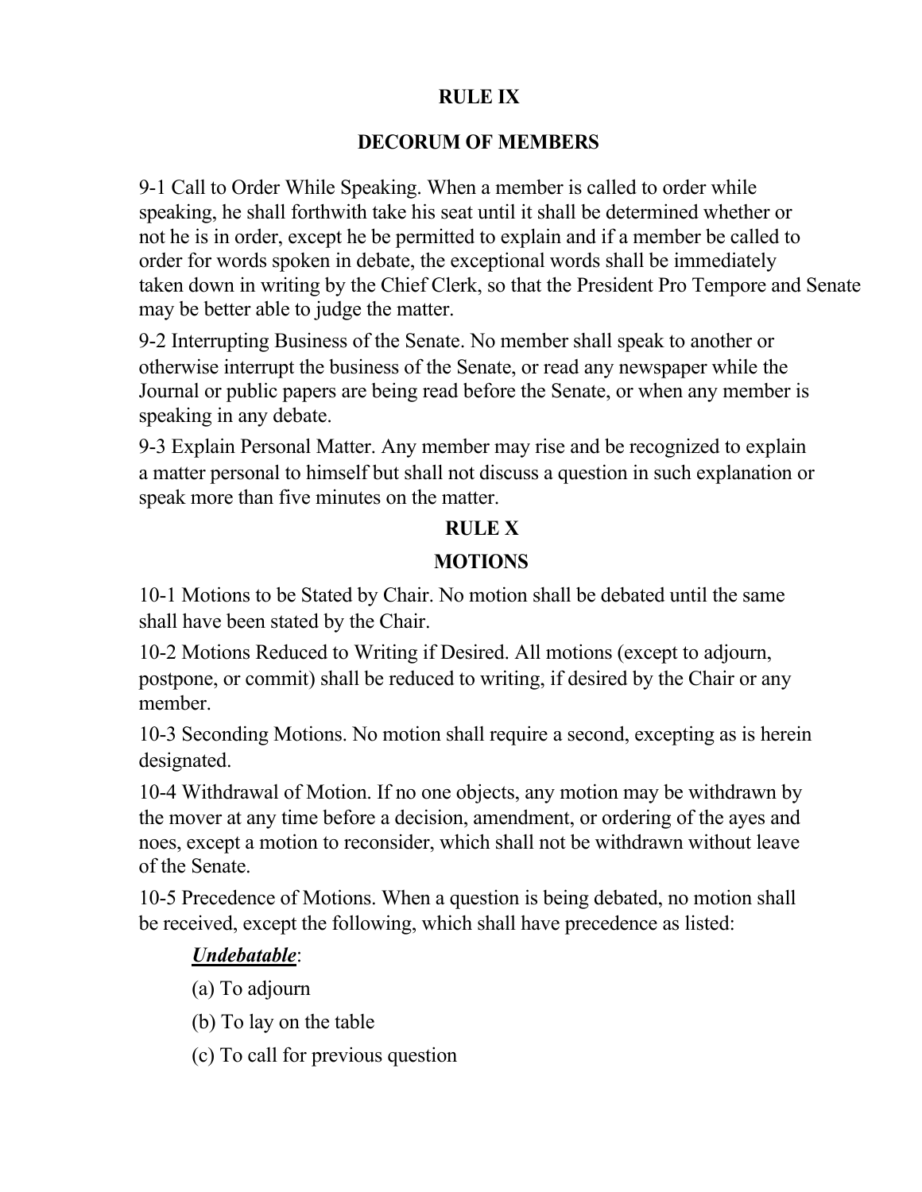## RULE IX

## DECORUM OF MEMBERS

9-1 Call to Order While Speaking. When a member is called to order while speaking, he shall forthwith take his seat until it shall be determined whether or not he is in order, except he be permitted to explain and if a member be called to order for words spoken in debate, the exceptional words shall be immediately taken down in writing by the Chief Clerk, so that the President Pro Tempore and Senate may be better able to judge the matter.

9-2 Interrupting Business of the Senate. No member shall speak to another or otherwise interrupt the business of the Senate, or read any newspaper while the Journal or public papers are being read before the Senate, or when any member is speaking in any debate.

9-3 Explain Personal Matter. Any member may rise and be recognized to explain a matter personal to himself but shall not discuss a question in such explanation or speak more than five minutes on the matter.

## RULE X

## MOTIONS

10-1 Motions to be Stated by Chair. No motion shall be debated until the same shall have been stated by the Chair.

10-2 Motions Reduced to Writing if Desired. All motions (except to adjourn, postpone, or commit) shall be reduced to writing, if desired by the Chair or any member.

10-3 Seconding Motions. No motion shall require a second, excepting as is herein designated.

10-4 Withdrawal of Motion. If no one objects, any motion may be withdrawn by the mover at any time before a decision, amendment, or ordering of the ayes and noes, except a motion to reconsider, which shall not be withdrawn without leave of the Senate.

10-5 Precedence of Motions. When a question is being debated, no motion shall be received, except the following, which shall have precedence as listed:

***<u>Undebatable</u>***:

(a) To adjourn

(b) To lay on the table

(c) To call for previous question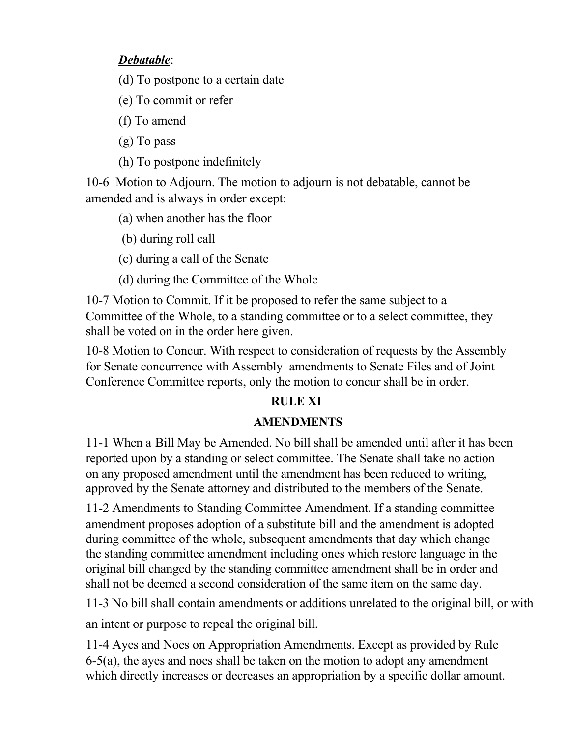***Debatable***:

(d) To postpone to a certain date

(e) To commit or refer

(f) To amend

(g) To pass

(h) To postpone indefinitely

10-6 Motion to Adjourn. The motion to adjourn is not debatable, cannot be amended and is always in order except:

(a) when another has the floor

(b) during roll call

(c) during a call of the Senate

(d) during the Committee of the Whole

10-7 Motion to Commit. If it be proposed to refer the same subject to a Committee of the Whole, to a standing committee or to a select committee, they shall be voted on in the order here given.

10-8 Motion to Concur. With respect to consideration of requests by the Assembly for Senate concurrence with Assembly amendments to Senate Files and of Joint Conference Committee reports, only the motion to concur shall be in order.

## RULE XI

## AMENDMENTS

11-1 When a Bill May be Amended. No bill shall be amended until after it has been reported upon by a standing or select committee. The Senate shall take no action on any proposed amendment until the amendment has been reduced to writing, approved by the Senate attorney and distributed to the members of the Senate.

11-2 Amendments to Standing Committee Amendment. If a standing committee amendment proposes adoption of a substitute bill and the amendment is adopted during committee of the whole, subsequent amendments that day which change the standing committee amendment including ones which restore language in the original bill changed by the standing committee amendment shall be in order and shall not be deemed a second consideration of the same item on the same day.

11-3 No bill shall contain amendments or additions unrelated to the original bill, or with an intent or purpose to repeal the original bill.

11-4 Ayes and Noes on Appropriation Amendments. Except as provided by Rule 6-5(a), the ayes and noes shall be taken on the motion to adopt any amendment which directly increases or decreases an appropriation by a specific dollar amount.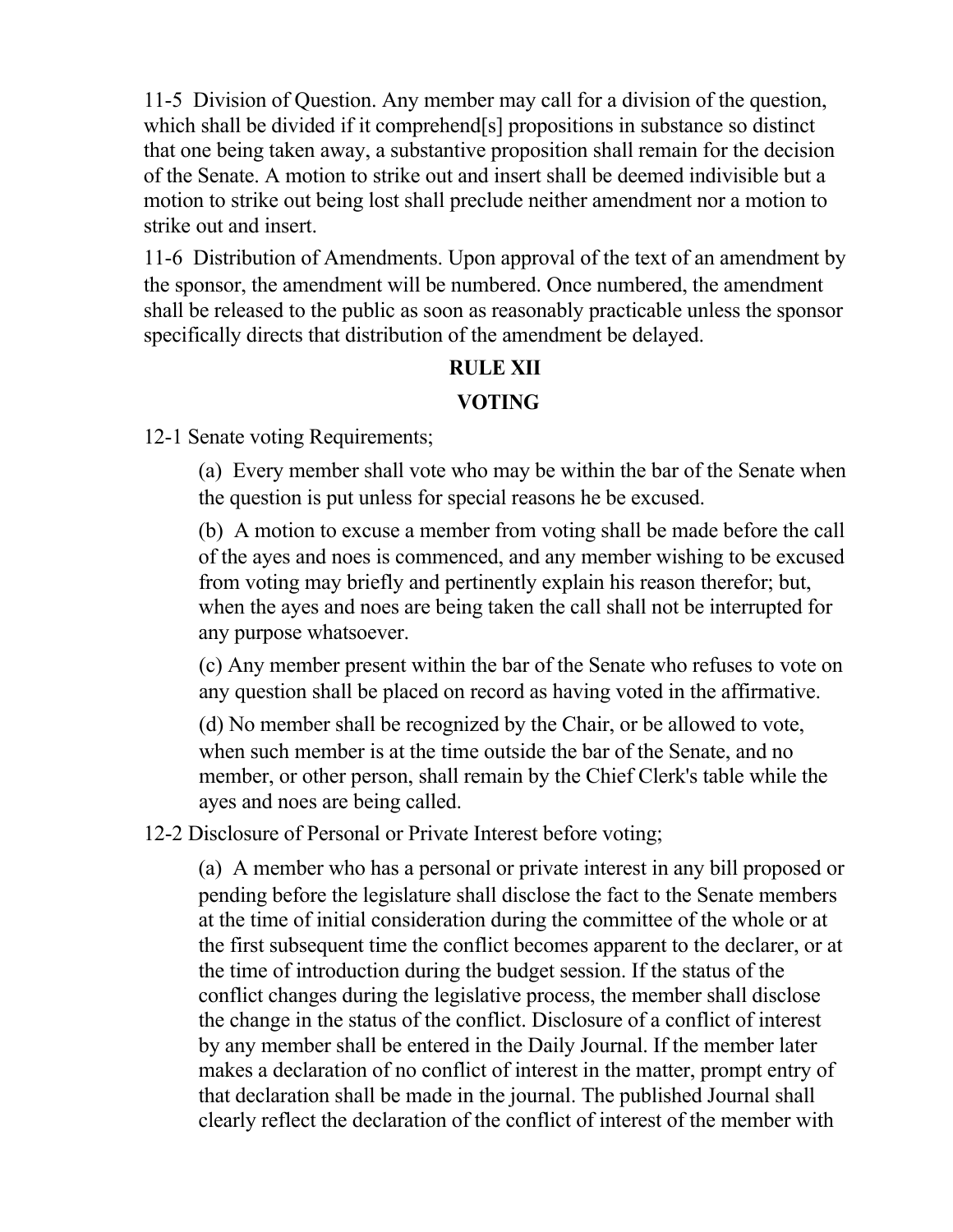11-5 Division of Question. Any member may call for a division of the question, which shall be divided if it comprehend[s] propositions in substance so distinct that one being taken away, a substantive proposition shall remain for the decision of the Senate. A motion to strike out and insert shall be deemed indivisible but a motion to strike out being lost shall preclude neither amendment nor a motion to strike out and insert.

11-6 Distribution of Amendments. Upon approval of the text of an amendment by the sponsor, the amendment will be numbered. Once numbered, the amendment shall be released to the public as soon as reasonably practicable unless the sponsor specifically directs that distribution of the amendment be delayed.

## RULE XII

## VOTING

12-1 Senate voting Requirements;

(a) Every member shall vote who may be within the bar of the Senate when the question is put unless for special reasons he be excused.

(b) A motion to excuse a member from voting shall be made before the call of the ayes and noes is commenced, and any member wishing to be excused from voting may briefly and pertinently explain his reason therefor; but, when the ayes and noes are being taken the call shall not be interrupted for any purpose whatsoever.

(c) Any member present within the bar of the Senate who refuses to vote on any question shall be placed on record as having voted in the affirmative.

(d) No member shall be recognized by the Chair, or be allowed to vote, when such member is at the time outside the bar of the Senate, and no member, or other person, shall remain by the Chief Clerk's table while the ayes and noes are being called.

12-2 Disclosure of Personal or Private Interest before voting;

(a) A member who has a personal or private interest in any bill proposed or pending before the legislature shall disclose the fact to the Senate members at the time of initial consideration during the committee of the whole or at the first subsequent time the conflict becomes apparent to the declarer, or at the time of introduction during the budget session. If the status of the conflict changes during the legislative process, the member shall disclose the change in the status of the conflict. Disclosure of a conflict of interest by any member shall be entered in the Daily Journal. If the member later makes a declaration of no conflict of interest in the matter, prompt entry of that declaration shall be made in the journal. The published Journal shall clearly reflect the declaration of the conflict of interest of the member with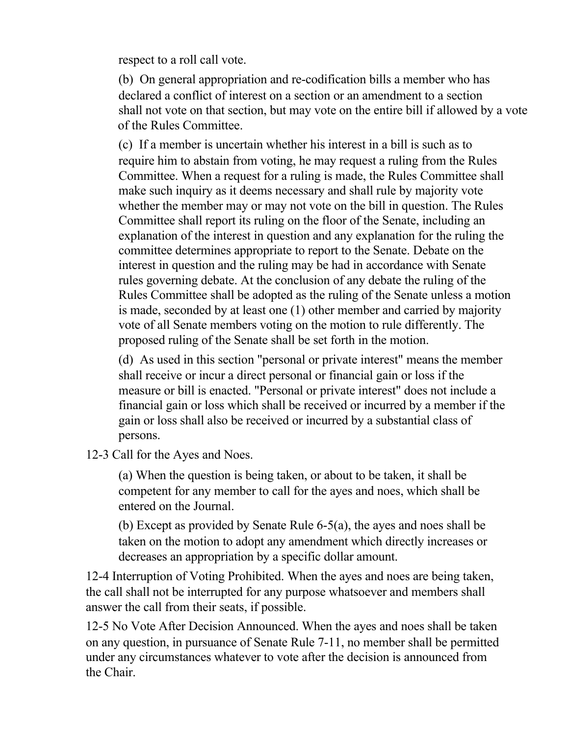respect to a roll call vote.

(b) On general appropriation and re-codification bills a member who has declared a conflict of interest on a section or an amendment to a section shall not vote on that section, but may vote on the entire bill if allowed by a vote of the Rules Committee.

(c) If a member is uncertain whether his interest in a bill is such as to require him to abstain from voting, he may request a ruling from the Rules Committee. When a request for a ruling is made, the Rules Committee shall make such inquiry as it deems necessary and shall rule by majority vote whether the member may or may not vote on the bill in question. The Rules Committee shall report its ruling on the floor of the Senate, including an explanation of the interest in question and any explanation for the ruling the committee determines appropriate to report to the Senate. Debate on the interest in question and the ruling may be had in accordance with Senate rules governing debate. At the conclusion of any debate the ruling of the Rules Committee shall be adopted as the ruling of the Senate unless a motion is made, seconded by at least one (1) other member and carried by majority vote of all Senate members voting on the motion to rule differently. The proposed ruling of the Senate shall be set forth in the motion.

(d) As used in this section "personal or private interest" means the member shall receive or incur a direct personal or financial gain or loss if the measure or bill is enacted. "Personal or private interest" does not include a financial gain or loss which shall be received or incurred by a member if the gain or loss shall also be received or incurred by a substantial class of persons.

12-3 Call for the Ayes and Noes.

(a) When the question is being taken, or about to be taken, it shall be competent for any member to call for the ayes and noes, which shall be entered on the Journal.

(b) Except as provided by Senate Rule 6-5(a), the ayes and noes shall be taken on the motion to adopt any amendment which directly increases or decreases an appropriation by a specific dollar amount.

12-4 Interruption of Voting Prohibited. When the ayes and noes are being taken, the call shall not be interrupted for any purpose whatsoever and members shall answer the call from their seats, if possible.

12-5 No Vote After Decision Announced. When the ayes and noes shall be taken on any question, in pursuance of Senate Rule 7-11, no member shall be permitted under any circumstances whatever to vote after the decision is announced from the Chair.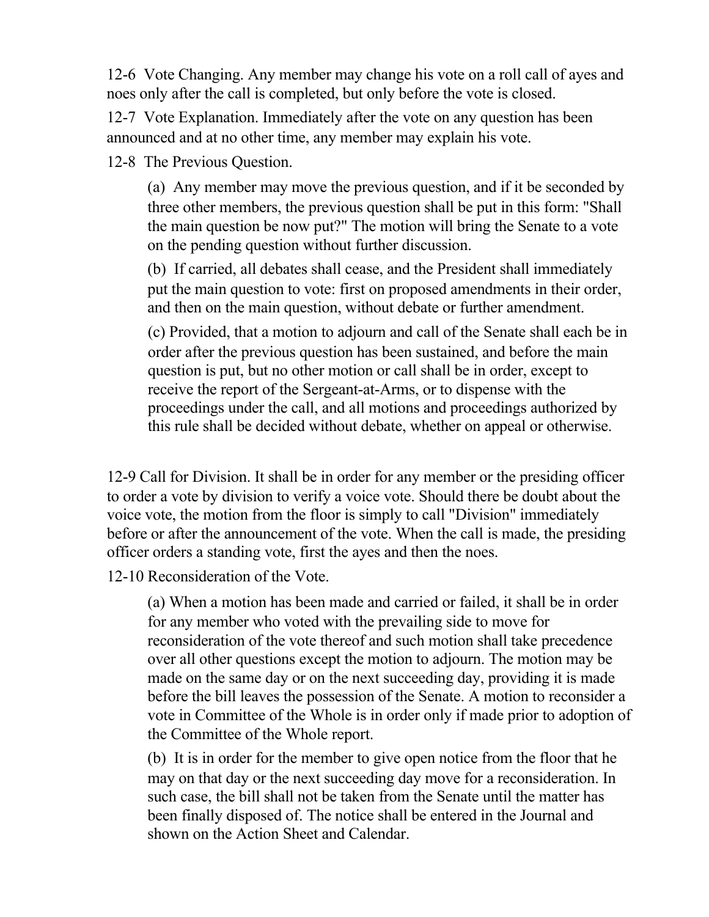12-6 Vote Changing. Any member may change his vote on a roll call of ayes and noes only after the call is completed, but only before the vote is closed.

12-7 Vote Explanation. Immediately after the vote on any question has been announced and at no other time, any member may explain his vote.

12-8 The Previous Question.

(a) Any member may move the previous question, and if it be seconded by three other members, the previous question shall be put in this form: "Shall the main question be now put?" The motion will bring the Senate to a vote on the pending question without further discussion.

(b) If carried, all debates shall cease, and the President shall immediately put the main question to vote: first on proposed amendments in their order, and then on the main question, without debate or further amendment.

(c) Provided, that a motion to adjourn and call of the Senate shall each be in order after the previous question has been sustained, and before the main question is put, but no other motion or call shall be in order, except to receive the report of the Sergeant-at-Arms, or to dispense with the proceedings under the call, and all motions and proceedings authorized by this rule shall be decided without debate, whether on appeal or otherwise.

12-9 Call for Division. It shall be in order for any member or the presiding officer to order a vote by division to verify a voice vote. Should there be doubt about the voice vote, the motion from the floor is simply to call "Division" immediately before or after the announcement of the vote. When the call is made, the presiding officer orders a standing vote, first the ayes and then the noes.

12-10 Reconsideration of the Vote.

(a) When a motion has been made and carried or failed, it shall be in order for any member who voted with the prevailing side to move for reconsideration of the vote thereof and such motion shall take precedence over all other questions except the motion to adjourn. The motion may be made on the same day or on the next succeeding day, providing it is made before the bill leaves the possession of the Senate. A motion to reconsider a vote in Committee of the Whole is in order only if made prior to adoption of the Committee of the Whole report.

(b) It is in order for the member to give open notice from the floor that he may on that day or the next succeeding day move for a reconsideration. In such case, the bill shall not be taken from the Senate until the matter has been finally disposed of. The notice shall be entered in the Journal and shown on the Action Sheet and Calendar.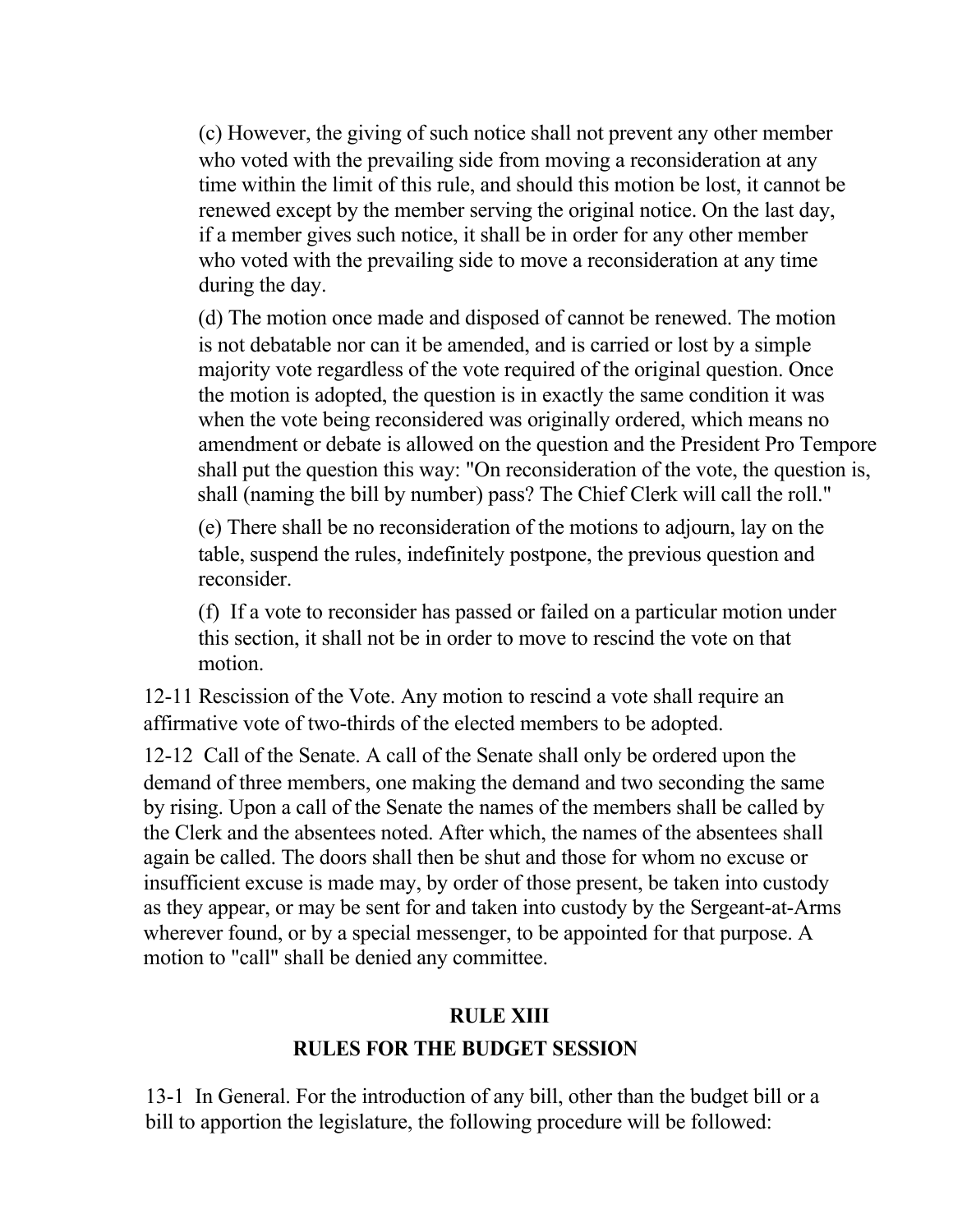(c) However, the giving of such notice shall not prevent any other member who voted with the prevailing side from moving a reconsideration at any time within the limit of this rule, and should this motion be lost, it cannot be renewed except by the member serving the original notice. On the last day, if a member gives such notice, it shall be in order for any other member who voted with the prevailing side to move a reconsideration at any time during the day.

(d) The motion once made and disposed of cannot be renewed. The motion is not debatable nor can it be amended, and is carried or lost by a simple majority vote regardless of the vote required of the original question. Once the motion is adopted, the question is in exactly the same condition it was when the vote being reconsidered was originally ordered, which means no amendment or debate is allowed on the question and the President Pro Tempore shall put the question this way: "On reconsideration of the vote, the question is, shall (naming the bill by number) pass? The Chief Clerk will call the roll."

(e) There shall be no reconsideration of the motions to adjourn, lay on the table, suspend the rules, indefinitely postpone, the previous question and reconsider.

(f) If a vote to reconsider has passed or failed on a particular motion under this section, it shall not be in order to move to rescind the vote on that motion.

12-11 Rescission of the Vote. Any motion to rescind a vote shall require an affirmative vote of two-thirds of the elected members to be adopted.

12-12 Call of the Senate. A call of the Senate shall only be ordered upon the demand of three members, one making the demand and two seconding the same by rising. Upon a call of the Senate the names of the members shall be called by the Clerk and the absentees noted. After which, the names of the absentees shall again be called. The doors shall then be shut and those for whom no excuse or insufficient excuse is made may, by order of those present, be taken into custody as they appear, or may be sent for and taken into custody by the Sergeant-at-Arms wherever found, or by a special messenger, to be appointed for that purpose. A motion to "call" shall be denied any committee.

## RULE XIII

## RULES FOR THE BUDGET SESSION

13-1 In General. For the introduction of any bill, other than the budget bill or a bill to apportion the legislature, the following procedure will be followed: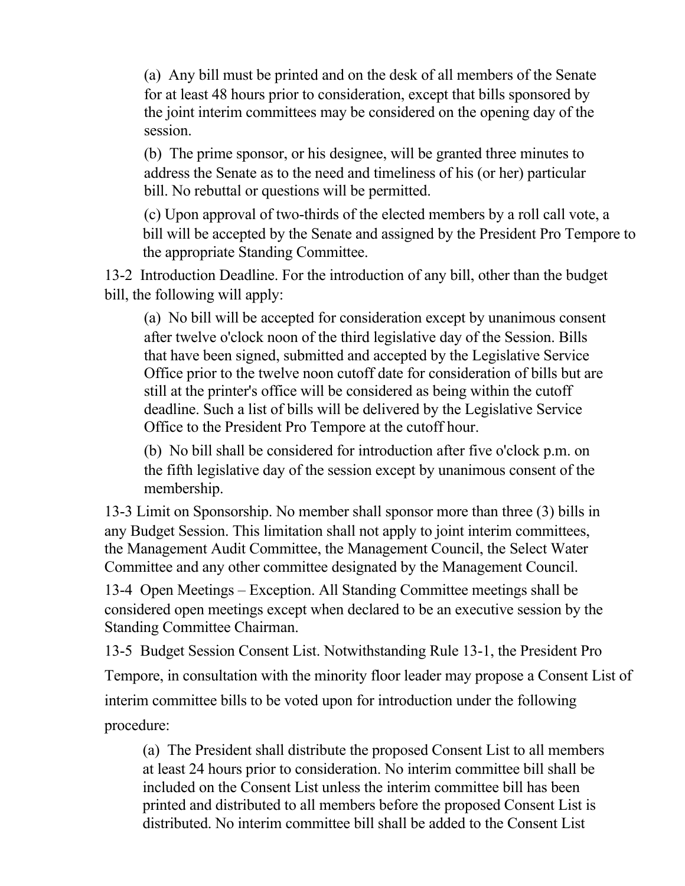(a) Any bill must be printed and on the desk of all members of the Senate for at least 48 hours prior to consideration, except that bills sponsored by the joint interim committees may be considered on the opening day of the session.

(b) The prime sponsor, or his designee, will be granted three minutes to address the Senate as to the need and timeliness of his (or her) particular bill. No rebuttal or questions will be permitted.

(c) Upon approval of two-thirds of the elected members by a roll call vote, a bill will be accepted by the Senate and assigned by the President Pro Tempore to the appropriate Standing Committee.

13-2 Introduction Deadline. For the introduction of any bill, other than the budget bill, the following will apply:

(a) No bill will be accepted for consideration except by unanimous consent after twelve o'clock noon of the third legislative day of the Session. Bills that have been signed, submitted and accepted by the Legislative Service Office prior to the twelve noon cutoff date for consideration of bills but are still at the printer's office will be considered as being within the cutoff deadline. Such a list of bills will be delivered by the Legislative Service Office to the President Pro Tempore at the cutoff hour.

(b) No bill shall be considered for introduction after five o'clock p.m. on the fifth legislative day of the session except by unanimous consent of the membership.

13-3 Limit on Sponsorship. No member shall sponsor more than three (3) bills in any Budget Session. This limitation shall not apply to joint interim committees, the Management Audit Committee, the Management Council, the Select Water Committee and any other committee designated by the Management Council.

13-4 Open Meetings – Exception. All Standing Committee meetings shall be considered open meetings except when declared to be an executive session by the Standing Committee Chairman.

13-5 Budget Session Consent List. Notwithstanding Rule 13-1, the President Pro Tempore, in consultation with the minority floor leader may propose a Consent List of interim committee bills to be voted upon for introduction under the following procedure:

(a) The President shall distribute the proposed Consent List to all members at least 24 hours prior to consideration. No interim committee bill shall be included on the Consent List unless the interim committee bill has been printed and distributed to all members before the proposed Consent List is distributed. No interim committee bill shall be added to the Consent List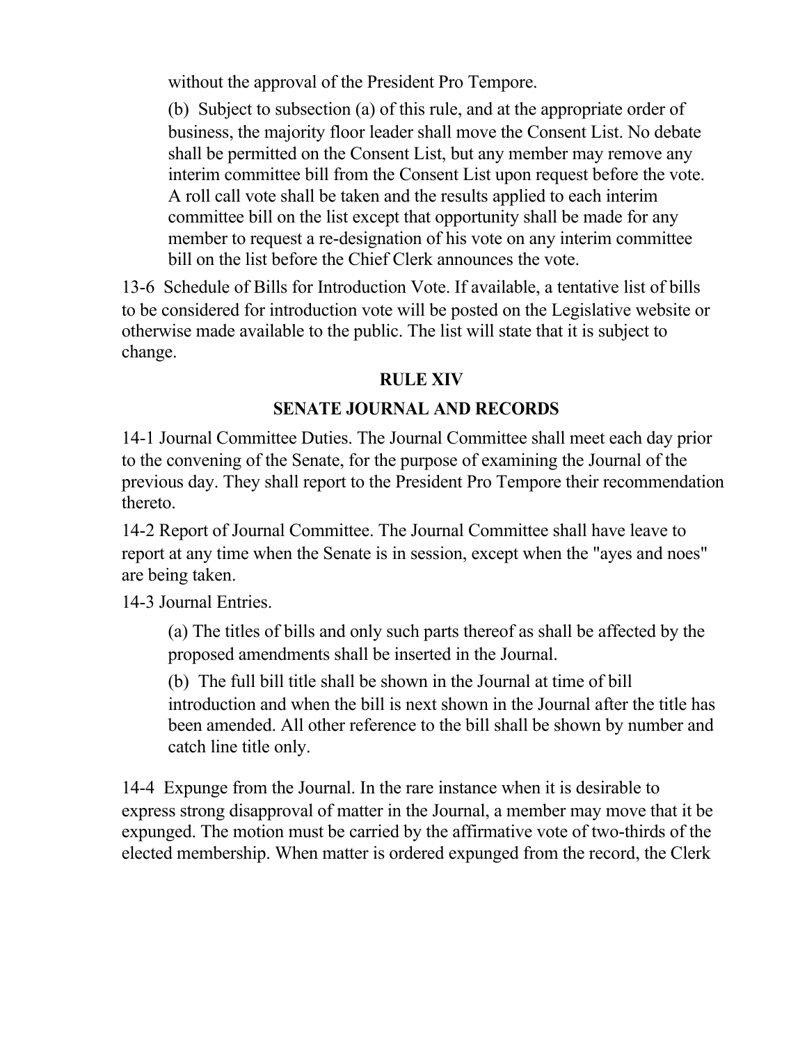without the approval of the President Pro Tempore.

(b) Subject to subsection (a) of this rule, and at the appropriate order of business, the majority floor leader shall move the Consent List. No debate shall be permitted on the Consent List, but any member may remove any interim committee bill from the Consent List upon request before the vote. A roll call vote shall be taken and the results applied to each interim committee bill on the list except that opportunity shall be made for any member to request a re-designation of his vote on any interim committee bill on the list before the Chief Clerk announces the vote.

13-6 Schedule of Bills for Introduction Vote. If available, a tentative list of bills to be considered for introduction vote will be posted on the Legislative website or otherwise made available to the public. The list will state that it is subject to change.

## RULE XIV

## SENATE JOURNAL AND RECORDS

14-1 Journal Committee Duties. The Journal Committee shall meet each day prior to the convening of the Senate, for the purpose of examining the Journal of the previous day. They shall report to the President Pro Tempore their recommendation thereto.

14-2 Report of Journal Committee. The Journal Committee shall have leave to report at any time when the Senate is in session, except when the "ayes and noes" are being taken.

14-3 Journal Entries.

(a) The titles of bills and only such parts thereof as shall be affected by the proposed amendments shall be inserted in the Journal.

(b) The full bill title shall be shown in the Journal at time of bill introduction and when the bill is next shown in the Journal after the title has been amended. All other reference to the bill shall be shown by number and catch line title only.

14-4 Expunge from the Journal. In the rare instance when it is desirable to express strong disapproval of matter in the Journal, a member may move that it be expunged. The motion must be carried by the affirmative vote of two-thirds of the elected membership. When matter is ordered expunged from the record, the Clerk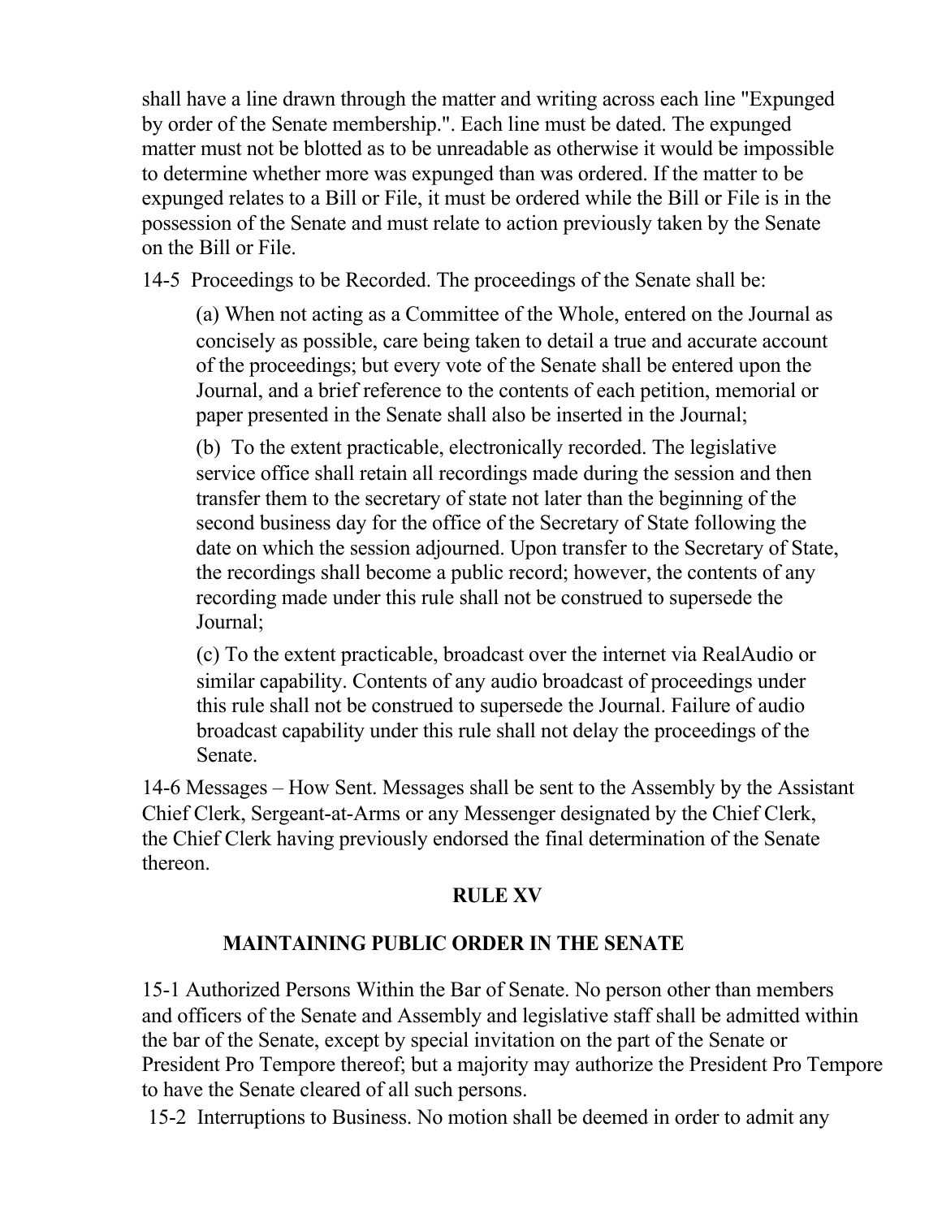shall have a line drawn through the matter and writing across each line "Expunged by order of the Senate membership.". Each line must be dated. The expunged matter must not be blotted as to be unreadable as otherwise it would be impossible to determine whether more was expunged than was ordered. If the matter to be expunged relates to a Bill or File, it must be ordered while the Bill or File is in the possession of the Senate and must relate to action previously taken by the Senate on the Bill or File.

14-5 Proceedings to be Recorded. The proceedings of the Senate shall be:

(a) When not acting as a Committee of the Whole, entered on the Journal as concisely as possible, care being taken to detail a true and accurate account of the proceedings; but every vote of the Senate shall be entered upon the Journal, and a brief reference to the contents of each petition, memorial or paper presented in the Senate shall also be inserted in the Journal;

(b) To the extent practicable, electronically recorded. The legislative service office shall retain all recordings made during the session and then transfer them to the secretary of state not later than the beginning of the second business day for the office of the Secretary of State following the date on which the session adjourned. Upon transfer to the Secretary of State, the recordings shall become a public record; however, the contents of any recording made under this rule shall not be construed to supersede the Journal;

(c) To the extent practicable, broadcast over the internet via RealAudio or similar capability. Contents of any audio broadcast of proceedings under this rule shall not be construed to supersede the Journal. Failure of audio broadcast capability under this rule shall not delay the proceedings of the Senate.

14-6 Messages – How Sent. Messages shall be sent to the Assembly by the Assistant Chief Clerk, Sergeant-at-Arms or any Messenger designated by the Chief Clerk, the Chief Clerk having previously endorsed the final determination of the Senate thereon.

## RULE XV

## MAINTAINING PUBLIC ORDER IN THE SENATE

15-1 Authorized Persons Within the Bar of Senate. No person other than members and officers of the Senate and Assembly and legislative staff shall be admitted within the bar of the Senate, except by special invitation on the part of the Senate or President Pro Tempore thereof; but a majority may authorize the President Pro Tempore to have the Senate cleared of all such persons.

15-2 Interruptions to Business. No motion shall be deemed in order to admit any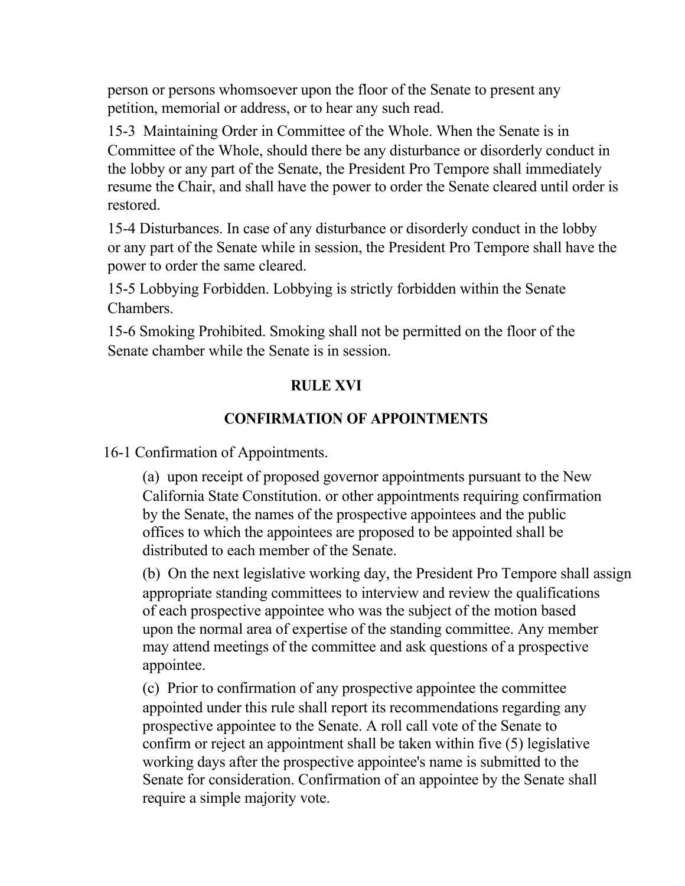person or persons whomsoever upon the floor of the Senate to present any petition, memorial or address, or to hear any such read.

15-3 Maintaining Order in Committee of the Whole. When the Senate is in Committee of the Whole, should there be any disturbance or disorderly conduct in the lobby or any part of the Senate, the President Pro Tempore shall immediately resume the Chair, and shall have the power to order the Senate cleared until order is restored.

15-4 Disturbances. In case of any disturbance or disorderly conduct in the lobby or any part of the Senate while in session, the President Pro Tempore shall have the power to order the same cleared.

15-5 Lobbying Forbidden. Lobbying is strictly forbidden within the Senate Chambers.

15-6 Smoking Prohibited. Smoking shall not be permitted on the floor of the Senate chamber while the Senate is in session.

## RULE XVI

## CONFIRMATION OF APPOINTMENTS

16-1 Confirmation of Appointments.

(a) upon receipt of proposed governor appointments pursuant to the New California State Constitution. or other appointments requiring confirmation by the Senate, the names of the prospective appointees and the public offices to which the appointees are proposed to be appointed shall be distributed to each member of the Senate.

(b) On the next legislative working day, the President Pro Tempore shall assign appropriate standing committees to interview and review the qualifications of each prospective appointee who was the subject of the motion based upon the normal area of expertise of the standing committee. Any member may attend meetings of the committee and ask questions of a prospective appointee.

(c) Prior to confirmation of any prospective appointee the committee appointed under this rule shall report its recommendations regarding any prospective appointee to the Senate. A roll call vote of the Senate to confirm or reject an appointment shall be taken within five (5) legislative working days after the prospective appointee's name is submitted to the Senate for consideration. Confirmation of an appointee by the Senate shall require a simple majority vote.